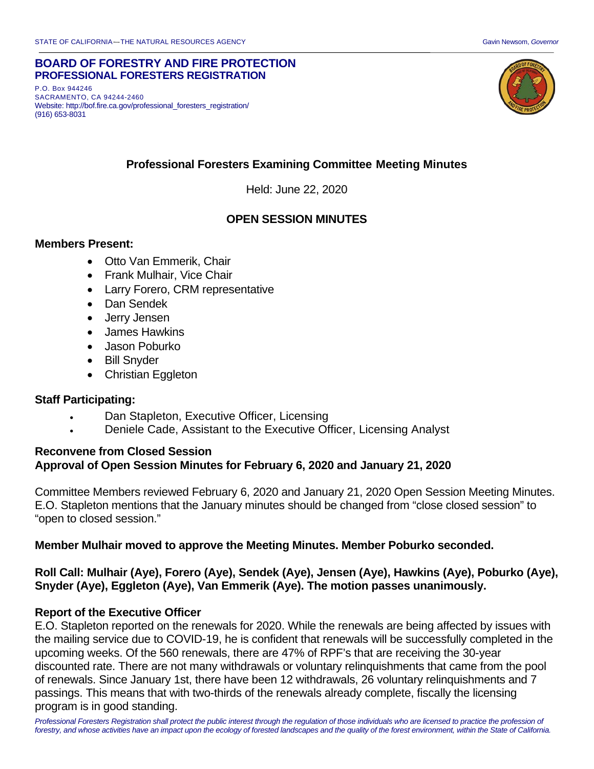STATE OF CALIFORNIA—THE NATURAL RESOURCES AGENCY

Gavin Newsom, *Governor*

**BOARD OF FORESTRY AND FIRE PROTECTION**
**PROFESSIONAL FORESTERS REGISTRATION**

P.O. Box 944246
SACRAMENTO, CA 94244-2460
Website: http://bof.fire.ca.gov/professional_foresters_registration/
(916) 653-8031

## Professional Foresters Examining Committee Meeting Minutes

Held: June 22, 2020

## OPEN SESSION MINUTES

### Members Present:

- Otto Van Emmerik, Chair
- Frank Mulhair, Vice Chair
- Larry Forero, CRM representative
- Dan Sendek
- Jerry Jensen
- James Hawkins
- Jason Poburko
- Bill Snyder
- Christian Eggleton

### Staff Participating:

- Dan Stapleton, Executive Officer, Licensing
- Deniele Cade, Assistant to the Executive Officer, Licensing Analyst

### Reconvene from Closed Session
### Approval of Open Session Minutes for February 6, 2020 and January 21, 2020

Committee Members reviewed February 6, 2020 and January 21, 2020 Open Session Meeting Minutes. E.O. Stapleton mentions that the January minutes should be changed from "close closed session" to "open to closed session."

**Member Mulhair moved to approve the Meeting Minutes. Member Poburko seconded.**

**Roll Call: Mulhair (Aye), Forero (Aye), Sendek (Aye), Jensen (Aye), Hawkins (Aye), Poburko (Aye), Snyder (Aye), Eggleton (Aye), Van Emmerik (Aye). The motion passes unanimously.**

### Report of the Executive Officer

E.O. Stapleton reported on the renewals for 2020. While the renewals are being affected by issues with the mailing service due to COVID-19, he is confident that renewals will be successfully completed in the upcoming weeks. Of the 560 renewals, there are 47% of RPF's that are receiving the 30-year discounted rate. There are not many withdrawals or voluntary relinquishments that came from the pool of renewals. Since January 1st, there have been 12 withdrawals, 26 voluntary relinquishments and 7 passings. This means that with two-thirds of the renewals already complete, fiscally the licensing program is in good standing.

*Professional Foresters Registration shall protect the public interest through the regulation of those individuals who are licensed to practice the profession of forestry, and whose activities have an impact upon the ecology of forested landscapes and the quality of the forest environment, within the State of California.*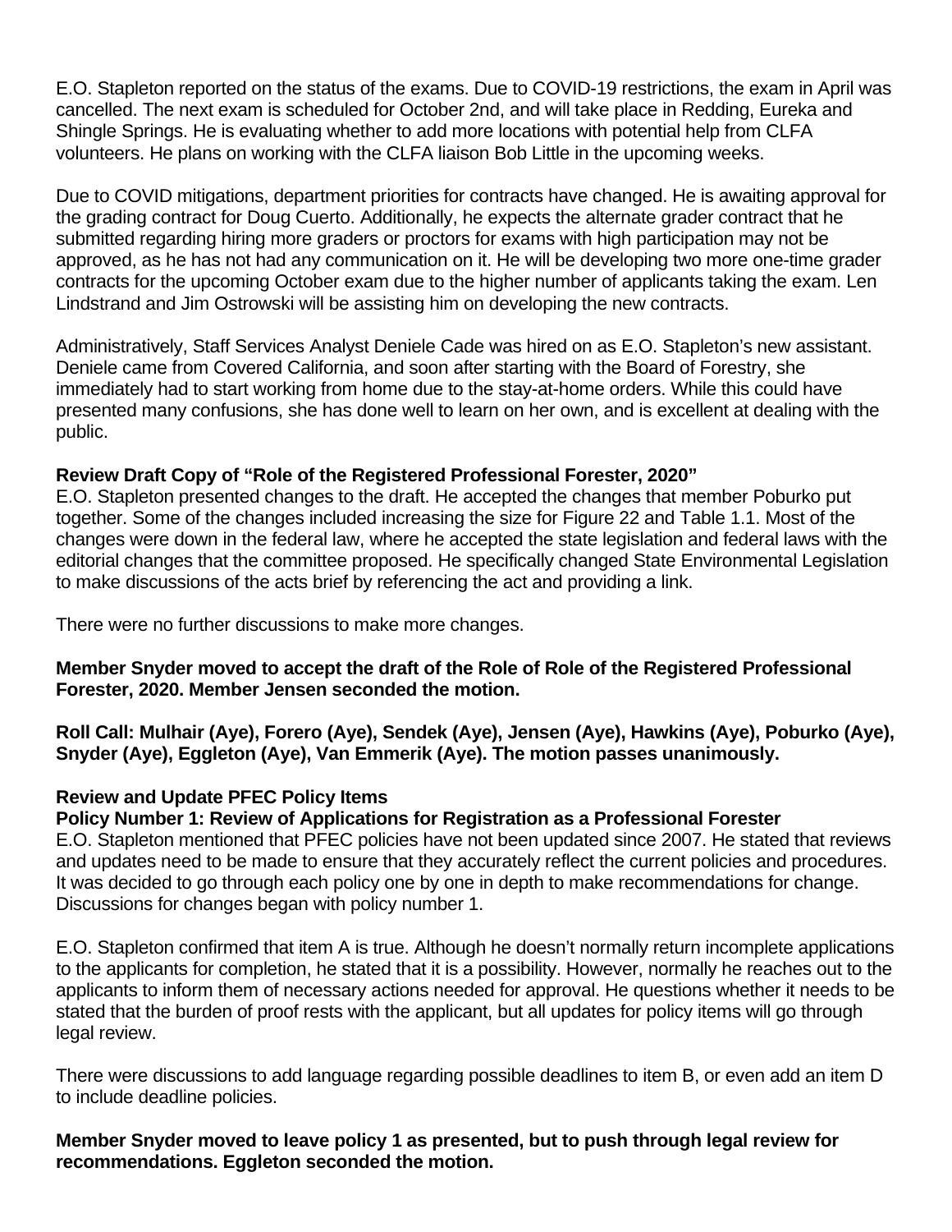E.O. Stapleton reported on the status of the exams. Due to COVID-19 restrictions, the exam in April was cancelled. The next exam is scheduled for October 2nd, and will take place in Redding, Eureka and Shingle Springs. He is evaluating whether to add more locations with potential help from CLFA volunteers. He plans on working with the CLFA liaison Bob Little in the upcoming weeks.

Due to COVID mitigations, department priorities for contracts have changed. He is awaiting approval for the grading contract for Doug Cuerto. Additionally, he expects the alternate grader contract that he submitted regarding hiring more graders or proctors for exams with high participation may not be approved, as he has not had any communication on it. He will be developing two more one-time grader contracts for the upcoming October exam due to the higher number of applicants taking the exam. Len Lindstrand and Jim Ostrowski will be assisting him on developing the new contracts.

Administratively, Staff Services Analyst Deniele Cade was hired on as E.O. Stapleton's new assistant. Deniele came from Covered California, and soon after starting with the Board of Forestry, she immediately had to start working from home due to the stay-at-home orders. While this could have presented many confusions, she has done well to learn on her own, and is excellent at dealing with the public.

**Review Draft Copy of "Role of the Registered Professional Forester, 2020"**

E.O. Stapleton presented changes to the draft. He accepted the changes that member Poburko put together. Some of the changes included increasing the size for Figure 22 and Table 1.1. Most of the changes were down in the federal law, where he accepted the state legislation and federal laws with the editorial changes that the committee proposed. He specifically changed State Environmental Legislation to make discussions of the acts brief by referencing the act and providing a link.

There were no further discussions to make more changes.

**Member Snyder moved to accept the draft of the Role of Role of the Registered Professional Forester, 2020. Member Jensen seconded the motion.**

**Roll Call: Mulhair (Aye), Forero (Aye), Sendek (Aye), Jensen (Aye), Hawkins (Aye), Poburko (Aye), Snyder (Aye), Eggleton (Aye), Van Emmerik (Aye). The motion passes unanimously.**

**Review and Update PFEC Policy Items**

**Policy Number 1: Review of Applications for Registration as a Professional Forester**

E.O. Stapleton mentioned that PFEC policies have not been updated since 2007. He stated that reviews and updates need to be made to ensure that they accurately reflect the current policies and procedures. It was decided to go through each policy one by one in depth to make recommendations for change. Discussions for changes began with policy number 1.

E.O. Stapleton confirmed that item A is true. Although he doesn't normally return incomplete applications to the applicants for completion, he stated that it is a possibility. However, normally he reaches out to the applicants to inform them of necessary actions needed for approval. He questions whether it needs to be stated that the burden of proof rests with the applicant, but all updates for policy items will go through legal review.

There were discussions to add language regarding possible deadlines to item B, or even add an item D to include deadline policies.

**Member Snyder moved to leave policy 1 as presented, but to push through legal review for recommendations. Eggleton seconded the motion.**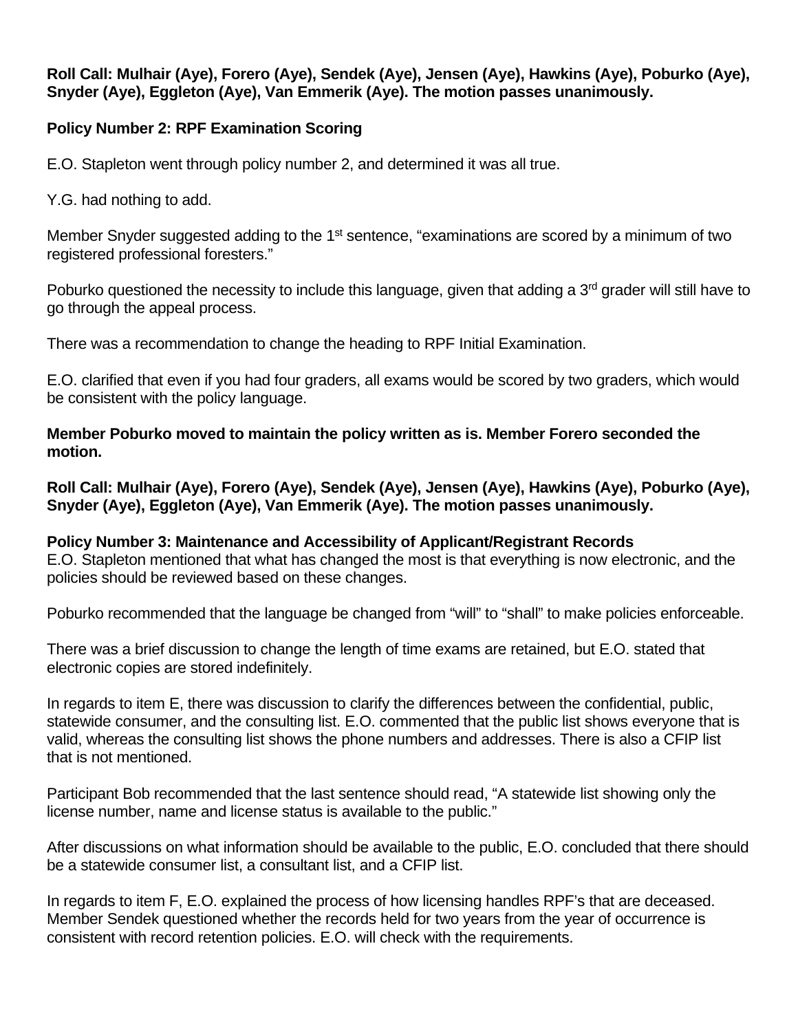**Roll Call: Mulhair (Aye), Forero (Aye), Sendek (Aye), Jensen (Aye), Hawkins (Aye), Poburko (Aye), Snyder (Aye), Eggleton (Aye), Van Emmerik (Aye). The motion passes unanimously.**

**Policy Number 2: RPF Examination Scoring**

E.O. Stapleton went through policy number 2, and determined it was all true.

Y.G. had nothing to add.

Member Snyder suggested adding to the 1st sentence, "examinations are scored by a minimum of two registered professional foresters."

Poburko questioned the necessity to include this language, given that adding a 3rd grader will still have to go through the appeal process.

There was a recommendation to change the heading to RPF Initial Examination.

E.O. clarified that even if you had four graders, all exams would be scored by two graders, which would be consistent with the policy language.

**Member Poburko moved to maintain the policy written as is. Member Forero seconded the motion.**

**Roll Call: Mulhair (Aye), Forero (Aye), Sendek (Aye), Jensen (Aye), Hawkins (Aye), Poburko (Aye), Snyder (Aye), Eggleton (Aye), Van Emmerik (Aye). The motion passes unanimously.**

**Policy Number 3: Maintenance and Accessibility of Applicant/Registrant Records**

E.O. Stapleton mentioned that what has changed the most is that everything is now electronic, and the policies should be reviewed based on these changes.

Poburko recommended that the language be changed from "will" to "shall" to make policies enforceable.

There was a brief discussion to change the length of time exams are retained, but E.O. stated that electronic copies are stored indefinitely.

In regards to item E, there was discussion to clarify the differences between the confidential, public, statewide consumer, and the consulting list. E.O. commented that the public list shows everyone that is valid, whereas the consulting list shows the phone numbers and addresses. There is also a CFIP list that is not mentioned.

Participant Bob recommended that the last sentence should read, "A statewide list showing only the license number, name and license status is available to the public."

After discussions on what information should be available to the public, E.O. concluded that there should be a statewide consumer list, a consultant list, and a CFIP list.

In regards to item F, E.O. explained the process of how licensing handles RPF's that are deceased. Member Sendek questioned whether the records held for two years from the year of occurrence is consistent with record retention policies. E.O. will check with the requirements.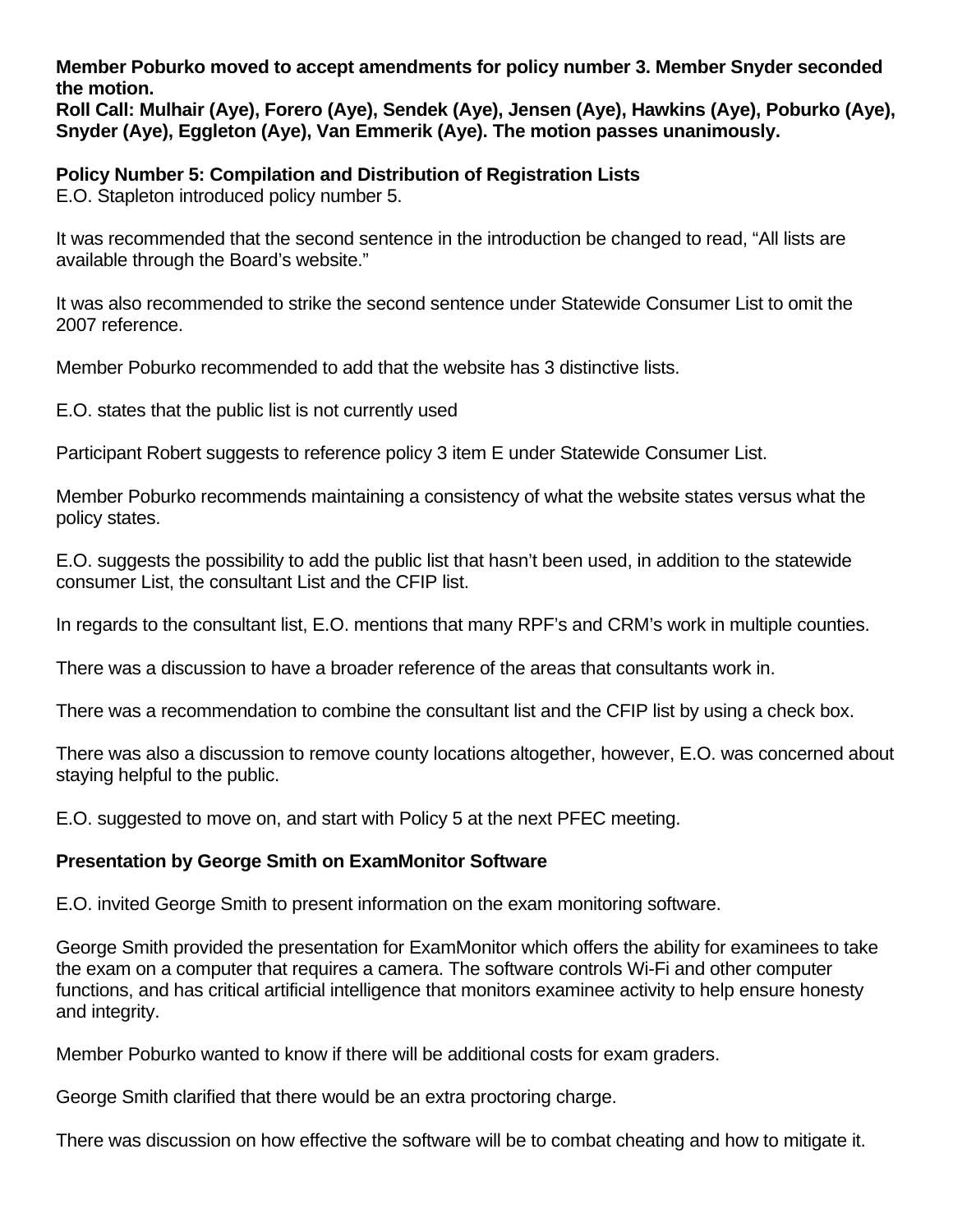**Member Poburko moved to accept amendments for policy number 3. Member Snyder seconded the motion.**
**Roll Call: Mulhair (Aye), Forero (Aye), Sendek (Aye), Jensen (Aye), Hawkins (Aye), Poburko (Aye), Snyder (Aye), Eggleton (Aye), Van Emmerik (Aye). The motion passes unanimously.**

**Policy Number 5: Compilation and Distribution of Registration Lists**
E.O. Stapleton introduced policy number 5.

It was recommended that the second sentence in the introduction be changed to read, "All lists are available through the Board's website."

It was also recommended to strike the second sentence under Statewide Consumer List to omit the 2007 reference.

Member Poburko recommended to add that the website has 3 distinctive lists.

E.O. states that the public list is not currently used

Participant Robert suggests to reference policy 3 item E under Statewide Consumer List.

Member Poburko recommends maintaining a consistency of what the website states versus what the policy states.

E.O. suggests the possibility to add the public list that hasn't been used, in addition to the statewide consumer List, the consultant List and the CFIP list.

In regards to the consultant list, E.O. mentions that many RPF's and CRM's work in multiple counties.

There was a discussion to have a broader reference of the areas that consultants work in.

There was a recommendation to combine the consultant list and the CFIP list by using a check box.

There was also a discussion to remove county locations altogether, however, E.O. was concerned about staying helpful to the public.

E.O. suggested to move on, and start with Policy 5 at the next PFEC meeting.

**Presentation by George Smith on ExamMonitor Software**

E.O. invited George Smith to present information on the exam monitoring software.

George Smith provided the presentation for ExamMonitor which offers the ability for examinees to take the exam on a computer that requires a camera. The software controls Wi-Fi and other computer functions, and has critical artificial intelligence that monitors examinee activity to help ensure honesty and integrity.

Member Poburko wanted to know if there will be additional costs for exam graders.

George Smith clarified that there would be an extra proctoring charge.

There was discussion on how effective the software will be to combat cheating and how to mitigate it.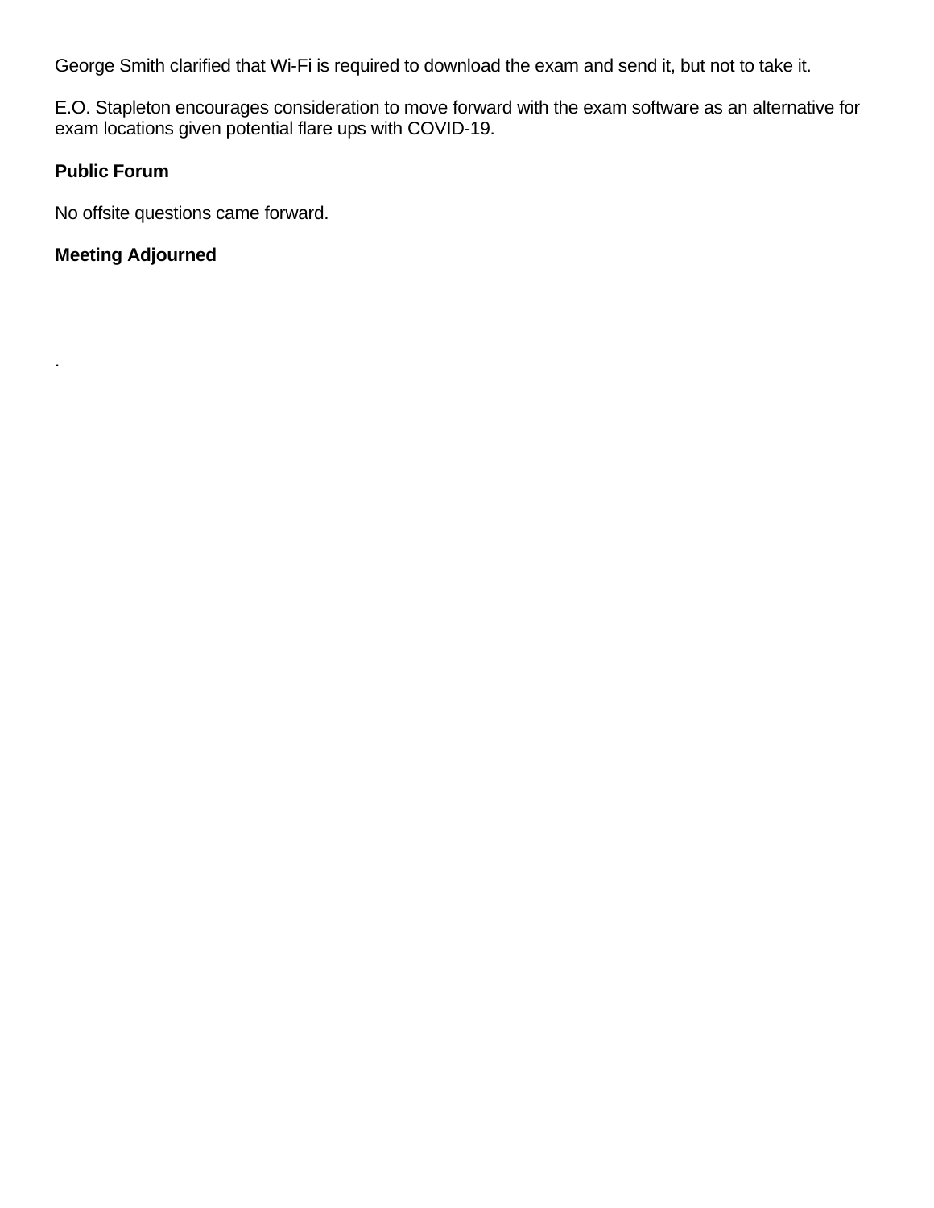George Smith clarified that Wi-Fi is required to download the exam and send it, but not to take it.

E.O. Stapleton encourages consideration to move forward with the exam software as an alternative for exam locations given potential flare ups with COVID-19.

**Public Forum**

No offsite questions came forward.

**Meeting Adjourned**

.